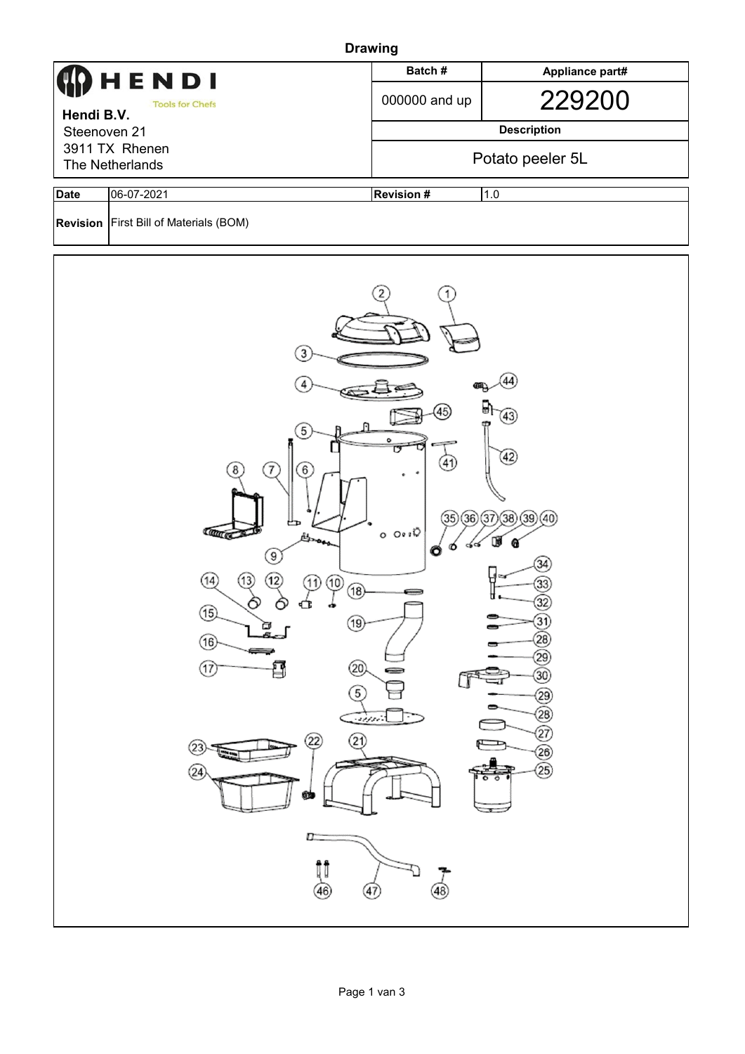# Drawing

| **HENDI** Tools for Chefs | **Batch #** | **Appliance part#** |
|---|---|---|
| **Hendi B.V.** | 000000 and up | 229200 |
| Steenoven 21 | **Description** | |
| 3911 TX Rhenen | Potato peeler 5L | |
| The Netherlands | | |

| **Date** | 06-07-2021 | **Revision #** | 1.0 |
|---|---|---|---|
| **Revision** | First Bill of Materials (BOM) | | |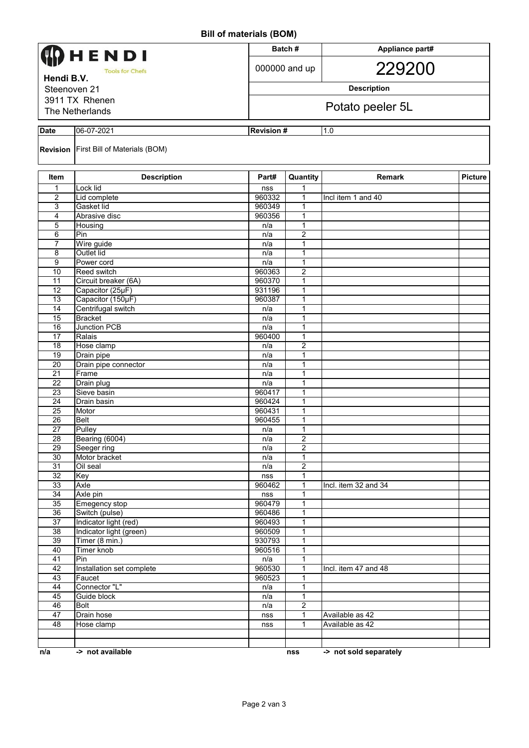# Bill of materials (BOM)

| HENDI Tools for Chefs | Batch # | Appliance part# |
|---|---|---|
| **Hendi B.V.** | 000000 and up | 229200 |
| Steenoven 21 | **Description** | |
| 3911 TX Rhenen | Potato peeler 5L | |
| The Netherlands | | |

| **Date** | 06-07-2021 | **Revision #** | 1.0 |
|---|---|---|---|
| **Revision** | First Bill of Materials (BOM) | | |

| Item | Description | Part# | Quantity | Remark | Picture |
|---|---|---|---|---|---|
| 1 | Lock lid | nss | 1 | | |
| 2 | Lid complete | 960332 | 1 | Incl item 1 and 40 | |
| 3 | Gasket lid | 960349 | 1 | | |
| 4 | Abrasive disc | 960356 | 1 | | |
| 5 | Housing | n/a | 1 | | |
| 6 | Pin | n/a | 2 | | |
| 7 | Wire guide | n/a | 1 | | |
| 8 | Outlet lid | n/a | 1 | | |
| 9 | Power cord | n/a | 1 | | |
| 10 | Reed switch | 960363 | 2 | | |
| 11 | Circuit breaker (6A) | 960370 | 1 | | |
| 12 | Capacitor (25μF) | 931196 | 1 | | |
| 13 | Capacitor (150μF) | 960387 | 1 | | |
| 14 | Centrifugal switch | n/a | 1 | | |
| 15 | Bracket | n/a | 1 | | |
| 16 | Junction PCB | n/a | 1 | | |
| 17 | Ralais | 960400 | 1 | | |
| 18 | Hose clamp | n/a | 2 | | |
| 19 | Drain pipe | n/a | 1 | | |
| 20 | Drain pipe connector | n/a | 1 | | |
| 21 | Frame | n/a | 1 | | |
| 22 | Drain plug | n/a | 1 | | |
| 23 | Sieve basin | 960417 | 1 | | |
| 24 | Drain basin | 960424 | 1 | | |
| 25 | Motor | 960431 | 1 | | |
| 26 | Belt | 960455 | 1 | | |
| 27 | Pulley | n/a | 1 | | |
| 28 | Bearing (6004) | n/a | 2 | | |
| 29 | Seeger ring | n/a | 2 | | |
| 30 | Motor bracket | n/a | 1 | | |
| 31 | Oil seal | n/a | 2 | | |
| 32 | Key | nss | 1 | | |
| 33 | Axle | 960462 | 1 | Incl. item 32 and 34 | |
| 34 | Axle pin | nss | 1 | | |
| 35 | Emegency stop | 960479 | 1 | | |
| 36 | Switch (pulse) | 960486 | 1 | | |
| 37 | Indicator light (red) | 960493 | 1 | | |
| 38 | Indicator light (green) | 960509 | 1 | | |
| 39 | Timer (8 min.) | 930793 | 1 | | |
| 40 | Timer knob | 960516 | 1 | | |
| 41 | Pin | n/a | 1 | | |
| 42 | Installation set complete | 960530 | 1 | Incl. item 47 and 48 | |
| 43 | Faucet | 960523 | 1 | | |
| 44 | Connector "L" | n/a | 1 | | |
| 45 | Guide block | n/a | 1 | | |
| 46 | Bolt | n/a | 2 | | |
| 47 | Drain hose | nss | 1 | Available as 42 | |
| 48 | Hose clamp | nss | 1 | Available as 42 | |
| | | | | | |
| | | | | | |

**n/a** **-> not available** **nss** **-> not sold separately**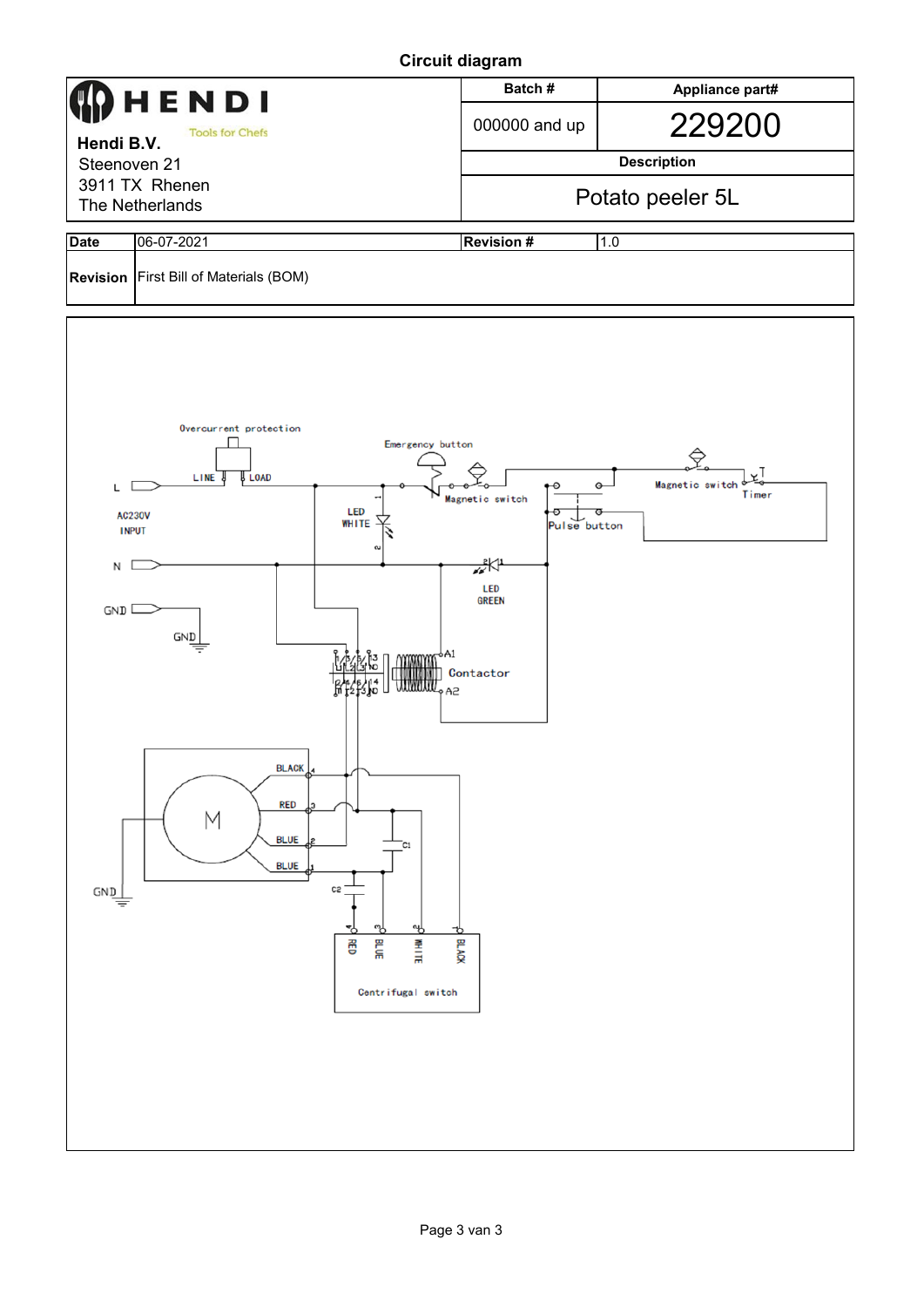# Circuit diagram

| | | |
|---|---|---|
| **Hendi B.V.** Tools for Chefs<br>Steenoven 21<br>3911 TX Rhenen<br>The Netherlands | **Batch #** | **Appliance part#** |
| | 000000 and up | 229200 |
| | **Description** | |
| | Potato peeler 5L | |

| | | | |
|---|---|---|---|
| **Date** | 06-07-2021 | **Revision #** | 1.0 |
| **Revision** | First Bill of Materials (BOM) | | |

Overcurrent protection
LINE
LOAD
L
AC230V
INPUT
N
GND
GND
Emergency button
Magnetic switch
LED
WHITE
1
2
Magnetic switch
Timer
Pulse button
LED
GREEN
2
1
A1
Contactor
A2
NO
NO
M
BLACK 4
RED 3
BLUE 2
BLUE 1
GND
C1
C2
4 RED
3 BLUE
2 WHITE
1 BLACK
Centrifugal switch